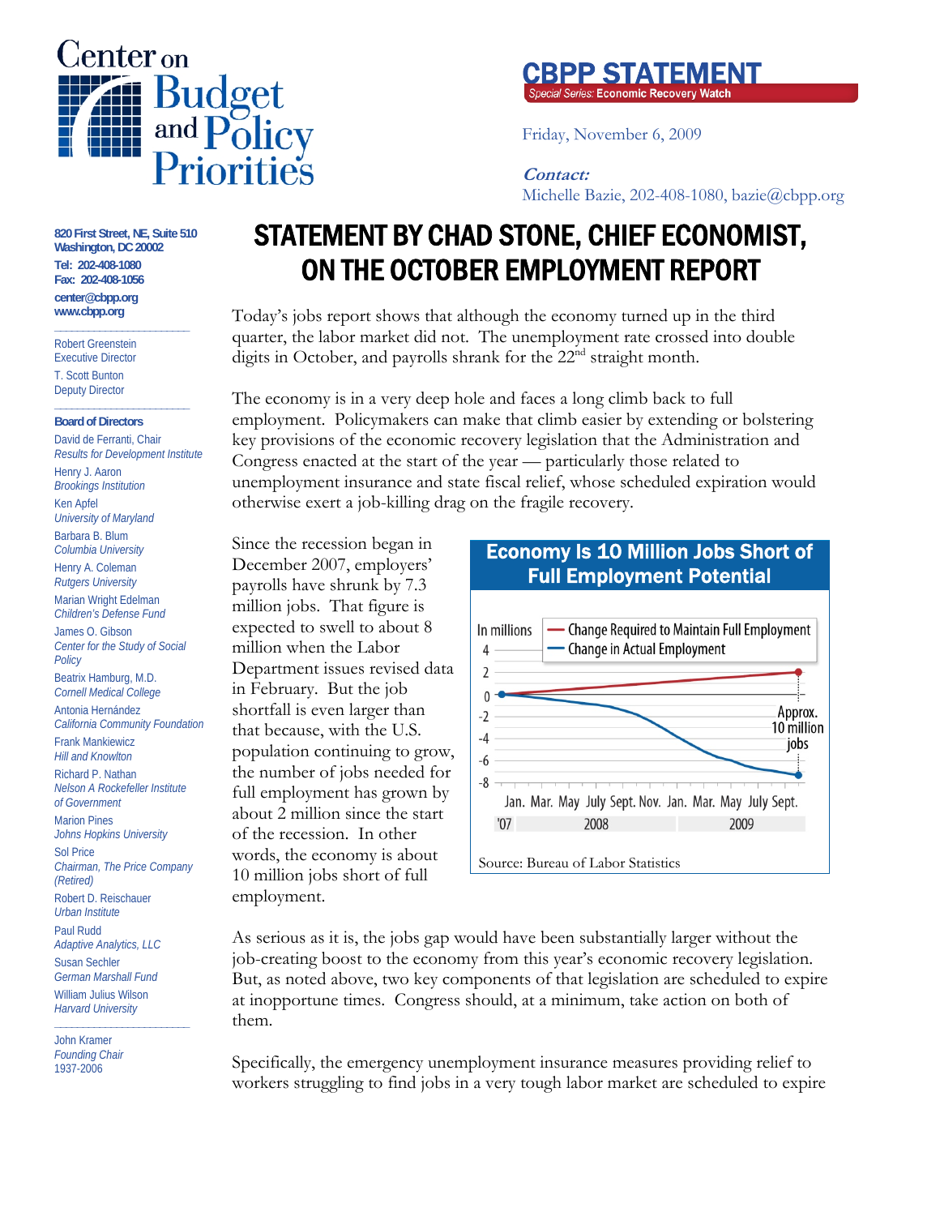# Center on Budget and Policy Priorities

**CBPP STATEMENT**
*Special Series:* Economic Recovery Watch

Friday, November 6, 2009

***Contact:***
Michelle Bazie, 202-408-1080, bazie@cbpp.org

**820 First Street, NE, Suite 510**
**Washington, DC 20002**
**Tel: 202-408-1080**
**Fax: 202-408-1056**
**center@cbpp.org**
**www.cbpp.org**

Robert Greenstein
Executive Director

T. Scott Bunton
Deputy Director

**Board of Directors**

David de Ferranti, Chair
*Results for Development Institute*

Henry J. Aaron
*Brookings Institution*

Ken Apfel
*University of Maryland*

Barbara B. Blum
*Columbia University*

Henry A. Coleman
*Rutgers University*

Marian Wright Edelman
*Children's Defense Fund*

James O. Gibson
*Center for the Study of Social Policy*

Beatrix Hamburg, M.D.
*Cornell Medical College*

Antonia Hernández
*California Community Foundation*

Frank Mankiewicz
*Hill and Knowlton*

Richard P. Nathan
*Nelson A Rockefeller Institute of Government*

Marion Pines
*Johns Hopkins University*

Sol Price
*Chairman, The Price Company (Retired)*

Robert D. Reischauer
*Urban Institute*

Paul Rudd
*Adaptive Analytics, LLC*

Susan Sechler
*German Marshall Fund*

William Julius Wilson
*Harvard University*

John Kramer
*Founding Chair*
1937-2006

# STATEMENT BY CHAD STONE, CHIEF ECONOMIST, ON THE OCTOBER EMPLOYMENT REPORT

Today's jobs report shows that although the economy turned up in the third quarter, the labor market did not. The unemployment rate crossed into double digits in October, and payrolls shrank for the 22nd straight month.

The economy is in a very deep hole and faces a long climb back to full employment. Policymakers can make that climb easier by extending or bolstering key provisions of the economic recovery legislation that the Administration and Congress enacted at the start of the year — particularly those related to unemployment insurance and state fiscal relief, whose scheduled expiration would otherwise exert a job-killing drag on the fragile recovery.

Since the recession began in December 2007, employers' payrolls have shrunk by 7.3 million jobs. That figure is expected to swell to about 8 million when the Labor Department issues revised data in February. But the job shortfall is even larger than that because, with the U.S. population continuing to grow, the number of jobs needed for full employment has grown by about 2 million since the start of the recession. In other words, the economy is about 10 million jobs short of full employment.

**Economy Is 10 Million Jobs Short of Full Employment Potential**

Chart (in millions), Dec. '07 – Sept. 2009: "Change Required to Maintain Full Employment" rises from 0 to about 2; "Change in Actual Employment" falls from 0 to about -8. Gap annotated: "Approx. 10 million jobs."

Source: Bureau of Labor Statistics

As serious as it is, the jobs gap would have been substantially larger without the job-creating boost to the economy from this year's economic recovery legislation. But, as noted above, two key components of that legislation are scheduled to expire at inopportune times. Congress should, at a minimum, take action on both of them.

Specifically, the emergency unemployment insurance measures providing relief to workers struggling to find jobs in a very tough labor market are scheduled to expire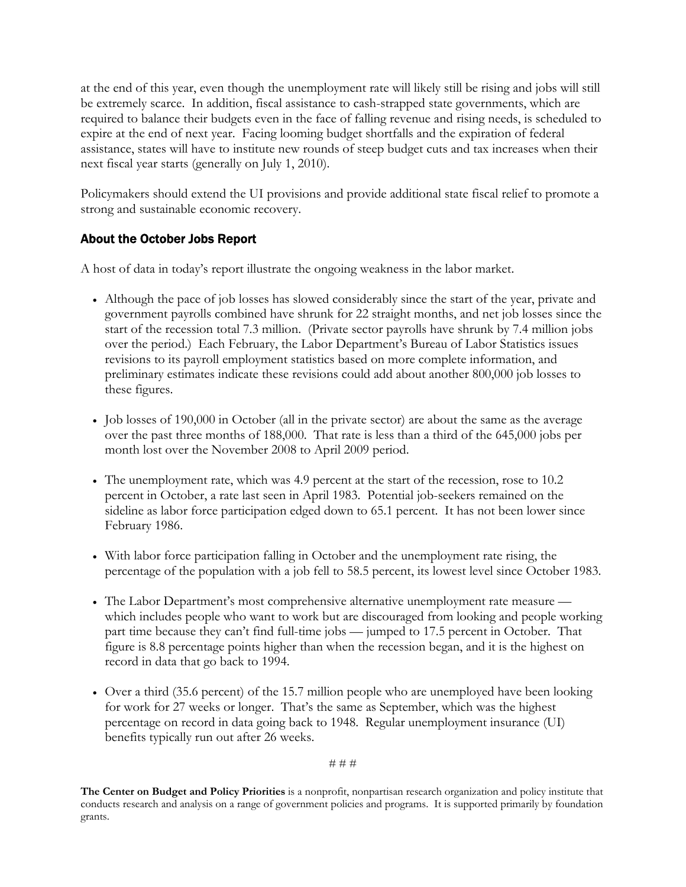at the end of this year, even though the unemployment rate will likely still be rising and jobs will still be extremely scarce. In addition, fiscal assistance to cash-strapped state governments, which are required to balance their budgets even in the face of falling revenue and rising needs, is scheduled to expire at the end of next year. Facing looming budget shortfalls and the expiration of federal assistance, states will have to institute new rounds of steep budget cuts and tax increases when their next fiscal year starts (generally on July 1, 2010).

Policymakers should extend the UI provisions and provide additional state fiscal relief to promote a strong and sustainable economic recovery.

## About the October Jobs Report

A host of data in today's report illustrate the ongoing weakness in the labor market.

- Although the pace of job losses has slowed considerably since the start of the year, private and government payrolls combined have shrunk for 22 straight months, and net job losses since the start of the recession total 7.3 million. (Private sector payrolls have shrunk by 7.4 million jobs over the period.) Each February, the Labor Department's Bureau of Labor Statistics issues revisions to its payroll employment statistics based on more complete information, and preliminary estimates indicate these revisions could add about another 800,000 job losses to these figures.

- Job losses of 190,000 in October (all in the private sector) are about the same as the average over the past three months of 188,000. That rate is less than a third of the 645,000 jobs per month lost over the November 2008 to April 2009 period.

- The unemployment rate, which was 4.9 percent at the start of the recession, rose to 10.2 percent in October, a rate last seen in April 1983. Potential job-seekers remained on the sideline as labor force participation edged down to 65.1 percent. It has not been lower since February 1986.

- With labor force participation falling in October and the unemployment rate rising, the percentage of the population with a job fell to 58.5 percent, its lowest level since October 1983.

- The Labor Department's most comprehensive alternative unemployment rate measure — which includes people who want to work but are discouraged from looking and people working part time because they can't find full-time jobs — jumped to 17.5 percent in October. That figure is 8.8 percentage points higher than when the recession began, and it is the highest on record in data that go back to 1994.

- Over a third (35.6 percent) of the 15.7 million people who are unemployed have been looking for work for 27 weeks or longer. That's the same as September, which was the highest percentage on record in data going back to 1948. Regular unemployment insurance (UI) benefits typically run out after 26 weeks.

# # #

**The Center on Budget and Policy Priorities** is a nonprofit, nonpartisan research organization and policy institute that conducts research and analysis on a range of government policies and programs. It is supported primarily by foundation grants.